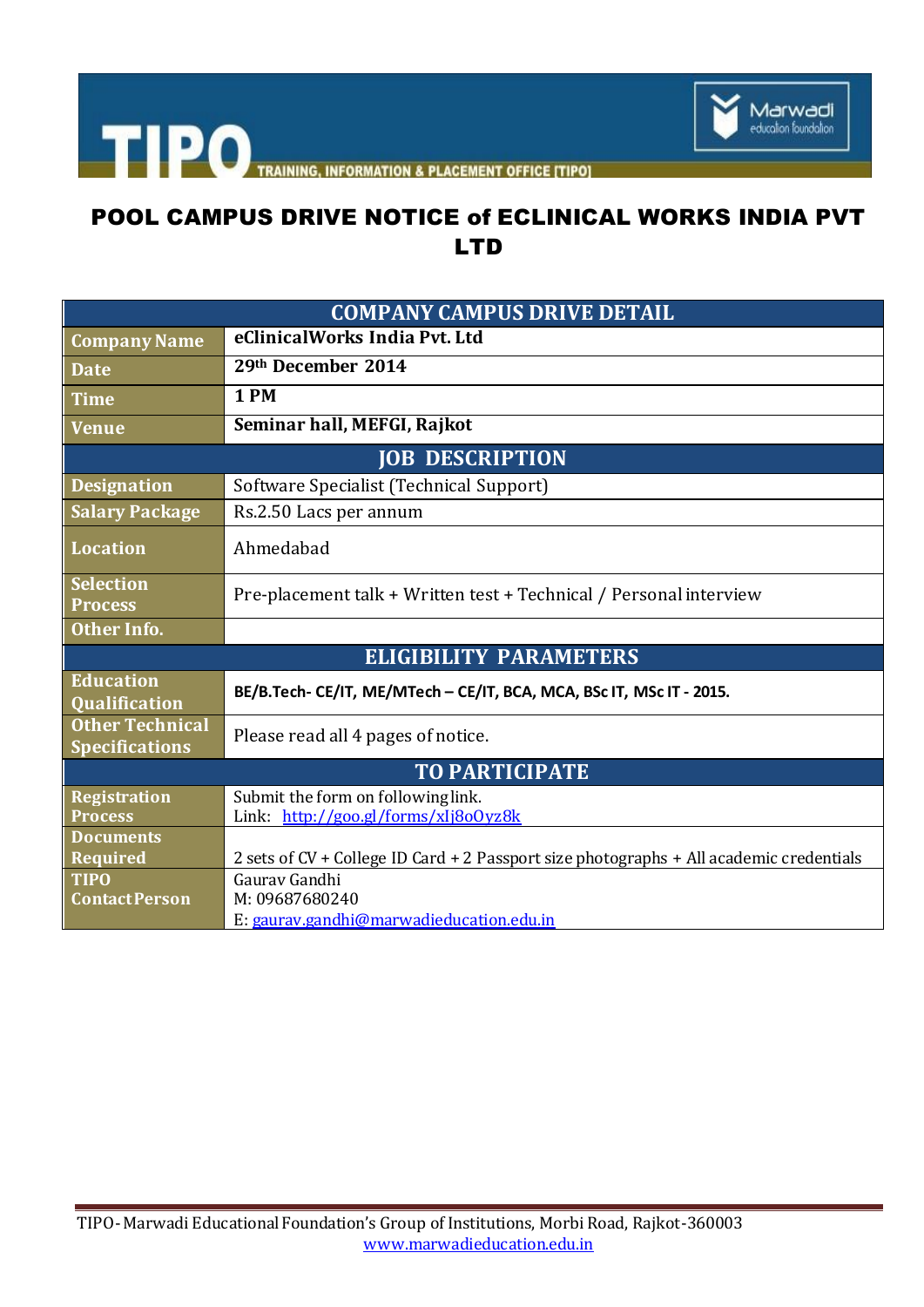# POOL CAMPUS DRIVE NOTICE of ECLINICAL WORKS INDIA PVT LTD

| COMPANY CAMPUS DRIVE DETAIL | |
|---|---|
| Company Name | **eClinicalWorks India Pvt. Ltd** |
| Date | **29th December 2014** |
| Time | **1 PM** |
| Venue | **Seminar hall, MEFGI, Rajkot** |
| **JOB DESCRIPTION** | |
| Designation | Software Specialist (Technical Support) |
| Salary Package | Rs.2.50 Lacs per annum |
| Location | Ahmedabad |
| Selection Process | Pre-placement talk + Written test + Technical / Personal interview |
| Other Info. | |
| **ELIGIBILITY PARAMETERS** | |
| Education Qualification | **BE/B.Tech- CE/IT, ME/MTech – CE/IT, BCA, MCA, BSc IT, MSc IT - 2015.** |
| Other Technical Specifications | Please read all 4 pages of notice. |
| **TO PARTICIPATE** | |
| Registration Process | Submit the form on following link. Link: http://goo.gl/forms/xIj8oOyz8k |
| Documents Required | 2 sets of CV + College ID Card + 2 Passport size photographs + All academic credentials |
| TIPO Contact Person | Gaurav Gandhi<br>M: 09687680240<br>E: gaurav.gandhi@marwadieducation.edu.in |

TIPO- Marwadi Educational Foundation's Group of Institutions, Morbi Road, Rajkot-360003
www.marwadieducation.edu.in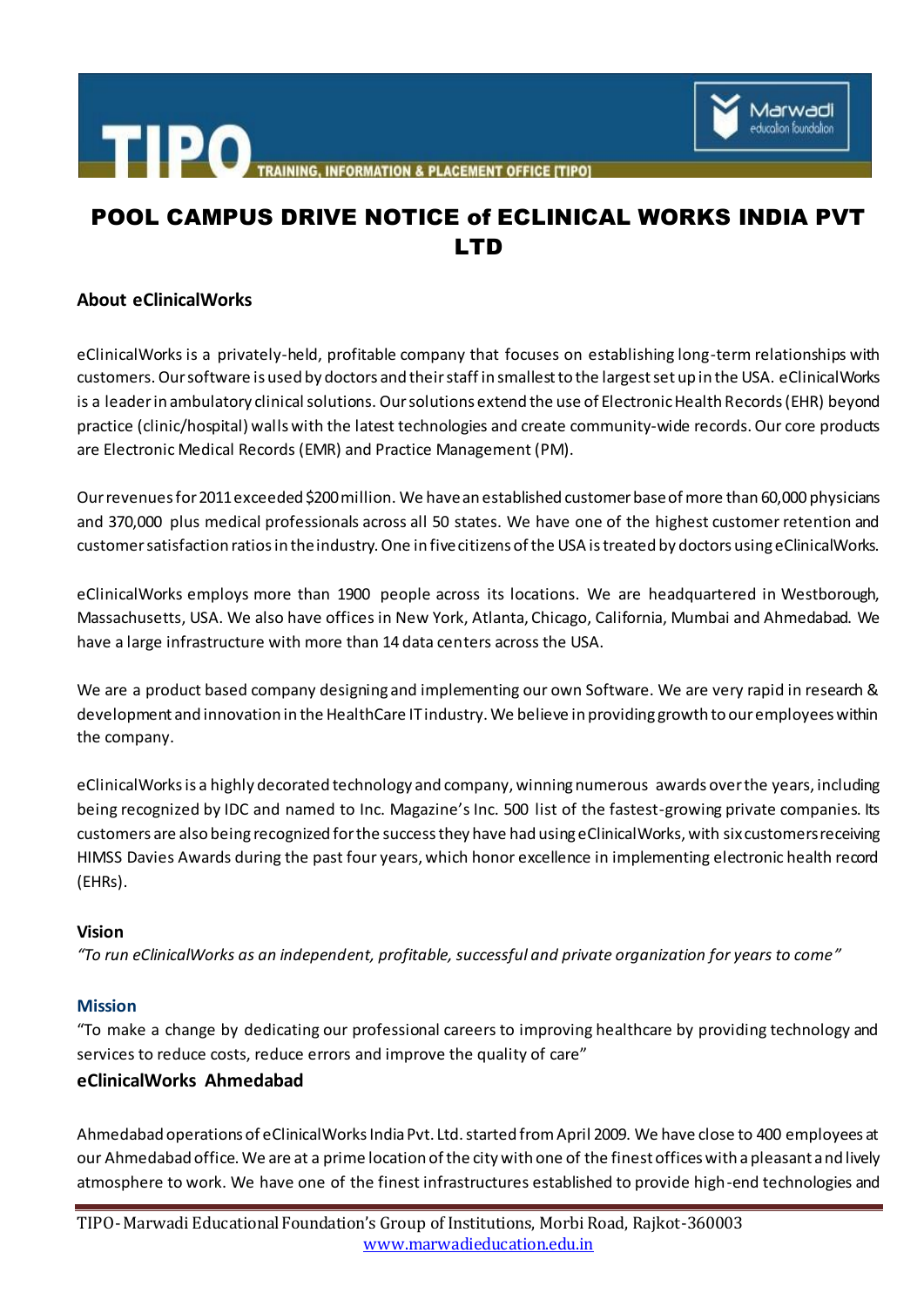# POOL CAMPUS DRIVE NOTICE of ECLINICAL WORKS INDIA PVT LTD

### About eClinicalWorks

eClinicalWorks is a privately-held, profitable company that focuses on establishing long-term relationships with customers. Our software is used by doctors and their staff in smallest to the largest set up in the USA. eClinicalWorks is a leader in ambulatory clinical solutions. Our solutions extend the use of Electronic Health Records (EHR) beyond practice (clinic/hospital) walls with the latest technologies and create community-wide records. Our core products are Electronic Medical Records (EMR) and Practice Management (PM).

Our revenues for 2011 exceeded $200 million. We have an established customer base of more than 60,000 physicians and 370,000 plus medical professionals across all 50 states. We have one of the highest customer retention and customer satisfaction ratios in the industry. One in five citizens of the USA is treated by doctors using eClinicalWorks.

eClinicalWorks employs more than 1900 people across its locations. We are headquartered in Westborough, Massachusetts, USA. We also have offices in New York, Atlanta, Chicago, California, Mumbai and Ahmedabad. We have a large infrastructure with more than 14 data centers across the USA.

We are a product based company designing and implementing our own Software. We are very rapid in research & development and innovation in the HealthCare IT industry. We believe in providing growth to our employees within the company.

eClinicalWorks is a highly decorated technology and company, winning numerous awards over the years, including being recognized by IDC and named to Inc. Magazine's Inc. 500 list of the fastest-growing private companies. Its customers are also being recognized for the success they have had using eClinicalWorks, with six customers receiving HIMSS Davies Awards during the past four years, which honor excellence in implementing electronic health record (EHRs).

### Vision

*"To run eClinicalWorks as an independent, profitable, successful and private organization for years to come"*

### Mission

"To make a change by dedicating our professional careers to improving healthcare by providing technology and services to reduce costs, reduce errors and improve the quality of care"

### eClinicalWorks Ahmedabad

Ahmedabad operations of eClinicalWorks India Pvt. Ltd. started from April 2009. We have close to 400 employees at our Ahmedabad office. We are at a prime location of the city with one of the finest offices with a pleasant and lively atmosphere to work. We have one of the finest infrastructures established to provide high-end technologies and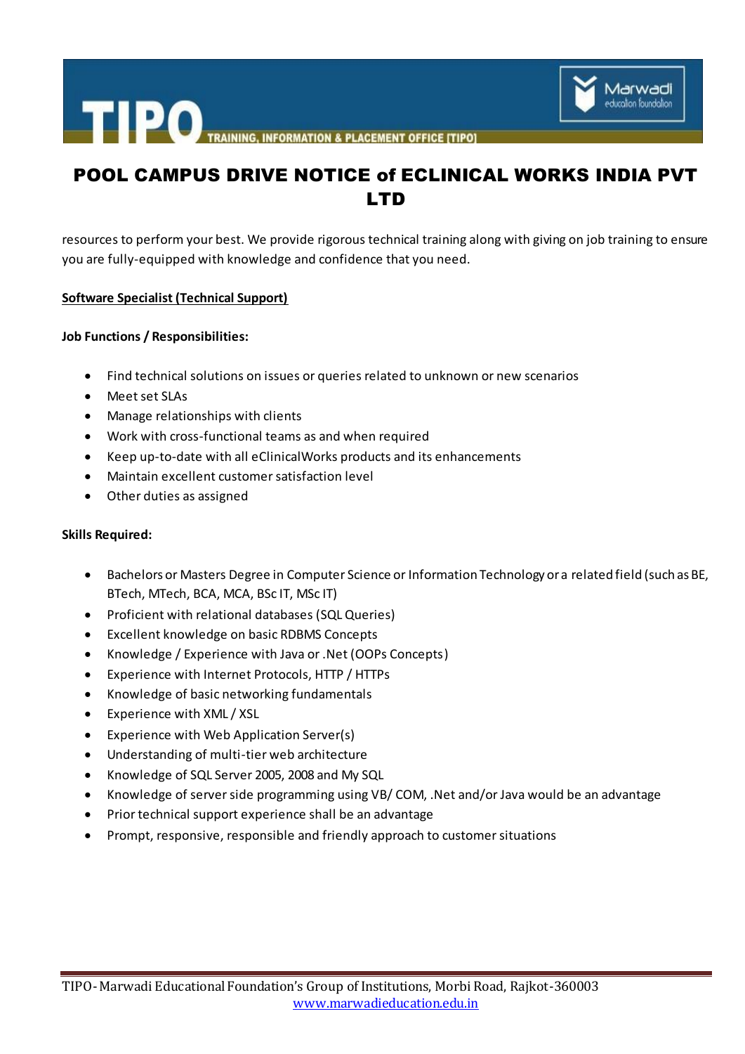# POOL CAMPUS DRIVE NOTICE of ECLINICAL WORKS INDIA PVT LTD

resources to perform your best. We provide rigorous technical training along with giving on job training to ensure you are fully-equipped with knowledge and confidence that you need.

**Software Specialist (Technical Support)**

**Job Functions / Responsibilities:**

- Find technical solutions on issues or queries related to unknown or new scenarios
- Meet set SLAs
- Manage relationships with clients
- Work with cross-functional teams as and when required
- Keep up-to-date with all eClinicalWorks products and its enhancements
- Maintain excellent customer satisfaction level
- Other duties as assigned

**Skills Required:**

- Bachelors or Masters Degree in Computer Science or Information Technology or a related field (such as BE, BTech, MTech, BCA, MCA, BSc IT, MSc IT)
- Proficient with relational databases (SQL Queries)
- Excellent knowledge on basic RDBMS Concepts
- Knowledge / Experience with Java or .Net (OOPs Concepts)
- Experience with Internet Protocols, HTTP / HTTPs
- Knowledge of basic networking fundamentals
- Experience with XML / XSL
- Experience with Web Application Server(s)
- Understanding of multi-tier web architecture
- Knowledge of SQL Server 2005, 2008 and My SQL
- Knowledge of server side programming using VB/ COM, .Net and/or Java would be an advantage
- Prior technical support experience shall be an advantage
- Prompt, responsive, responsible and friendly approach to customer situations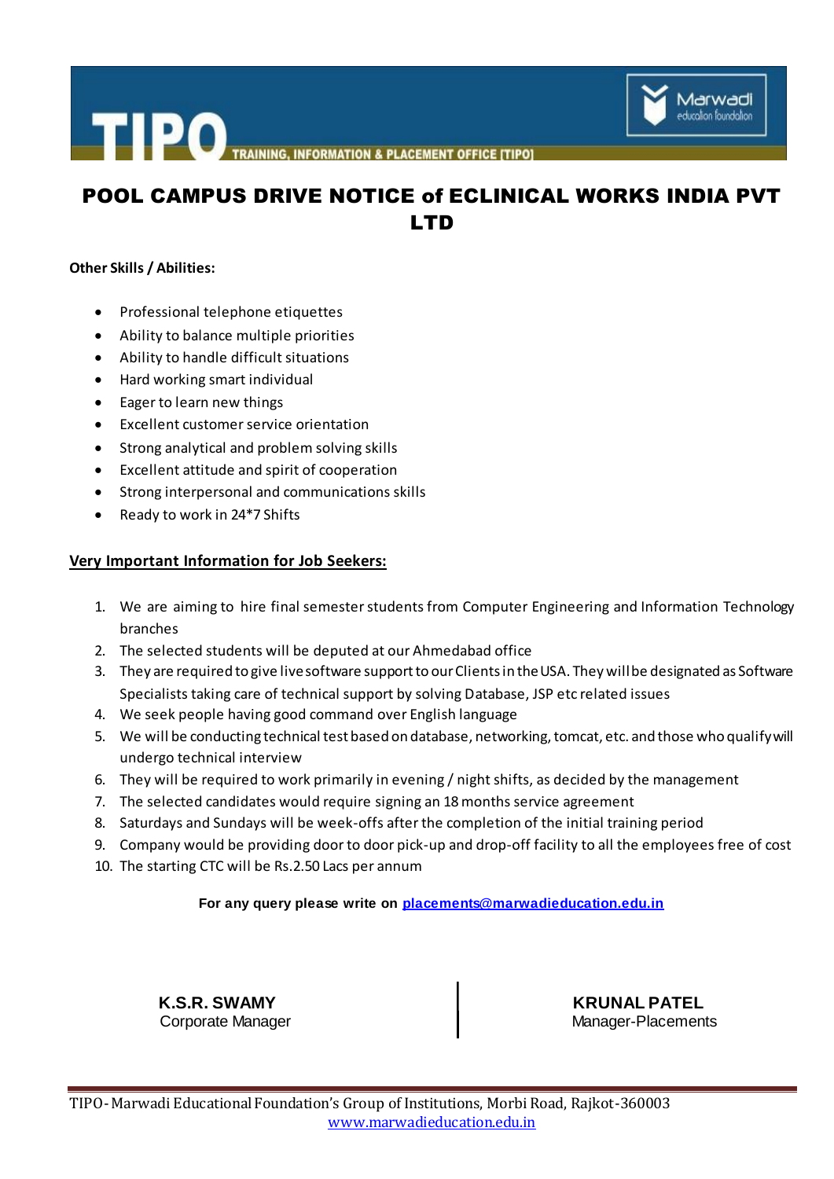# POOL CAMPUS DRIVE NOTICE of ECLINICAL WORKS INDIA PVT LTD

**Other Skills / Abilities:**

- Professional telephone etiquettes
- Ability to balance multiple priorities
- Ability to handle difficult situations
- Hard working smart individual
- Eager to learn new things
- Excellent customer service orientation
- Strong analytical and problem solving skills
- Excellent attitude and spirit of cooperation
- Strong interpersonal and communications skills
- Ready to work in 24*7 Shifts

**Very Important Information for Job Seekers:**

1. We are aiming to hire final semester students from Computer Engineering and Information Technology branches
2. The selected students will be deputed at our Ahmedabad office
3. They are required to give live software support to our Clients in the USA. They will be designated as Software Specialists taking care of technical support by solving Database, JSP etc related issues
4. We seek people having good command over English language
5. We will be conducting technical test based on database, networking, tomcat, etc. and those who qualify will undergo technical interview
6. They will be required to work primarily in evening / night shifts, as decided by the management
7. The selected candidates would require signing an 18 months service agreement
8. Saturdays and Sundays will be week-offs after the completion of the initial training period
9. Company would be providing door to door pick-up and drop-off facility to all the employees free of cost
10. The starting CTC will be Rs.2.50 Lacs per annum

**For any query please write on placements@marwadieducation.edu.in**

**K.S.R. SWAMY**
Corporate Manager

**KRUNAL PATEL**
Manager-Placements